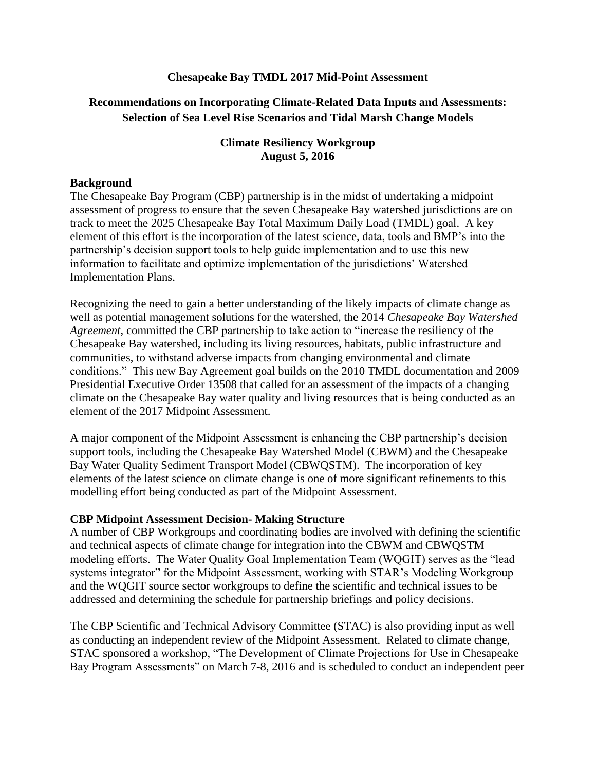# Chesapeake Bay TMDL 2017 Mid-Point Assessment

## Recommendations on Incorporating Climate-Related Data Inputs and Assessments: Selection of Sea Level Rise Scenarios and Tidal Marsh Change Models

**Climate Resiliency Workgroup**
**August 5, 2016**

### Background

The Chesapeake Bay Program (CBP) partnership is in the midst of undertaking a midpoint assessment of progress to ensure that the seven Chesapeake Bay watershed jurisdictions are on track to meet the 2025 Chesapeake Bay Total Maximum Daily Load (TMDL) goal. A key element of this effort is the incorporation of the latest science, data, tools and BMP's into the partnership's decision support tools to help guide implementation and to use this new information to facilitate and optimize implementation of the jurisdictions' Watershed Implementation Plans.

Recognizing the need to gain a better understanding of the likely impacts of climate change as well as potential management solutions for the watershed, the 2014 *Chesapeake Bay Watershed Agreement*, committed the CBP partnership to take action to "increase the resiliency of the Chesapeake Bay watershed, including its living resources, habitats, public infrastructure and communities, to withstand adverse impacts from changing environmental and climate conditions." This new Bay Agreement goal builds on the 2010 TMDL documentation and 2009 Presidential Executive Order 13508 that called for an assessment of the impacts of a changing climate on the Chesapeake Bay water quality and living resources that is being conducted as an element of the 2017 Midpoint Assessment.

A major component of the Midpoint Assessment is enhancing the CBP partnership's decision support tools, including the Chesapeake Bay Watershed Model (CBWM) and the Chesapeake Bay Water Quality Sediment Transport Model (CBWQSTM). The incorporation of key elements of the latest science on climate change is one of more significant refinements to this modelling effort being conducted as part of the Midpoint Assessment.

### CBP Midpoint Assessment Decision- Making Structure

A number of CBP Workgroups and coordinating bodies are involved with defining the scientific and technical aspects of climate change for integration into the CBWM and CBWQSTM modeling efforts. The Water Quality Goal Implementation Team (WQGIT) serves as the "lead systems integrator" for the Midpoint Assessment, working with STAR's Modeling Workgroup and the WQGIT source sector workgroups to define the scientific and technical issues to be addressed and determining the schedule for partnership briefings and policy decisions.

The CBP Scientific and Technical Advisory Committee (STAC) is also providing input as well as conducting an independent review of the Midpoint Assessment. Related to climate change, STAC sponsored a workshop, "The Development of Climate Projections for Use in Chesapeake Bay Program Assessments" on March 7-8, 2016 and is scheduled to conduct an independent peer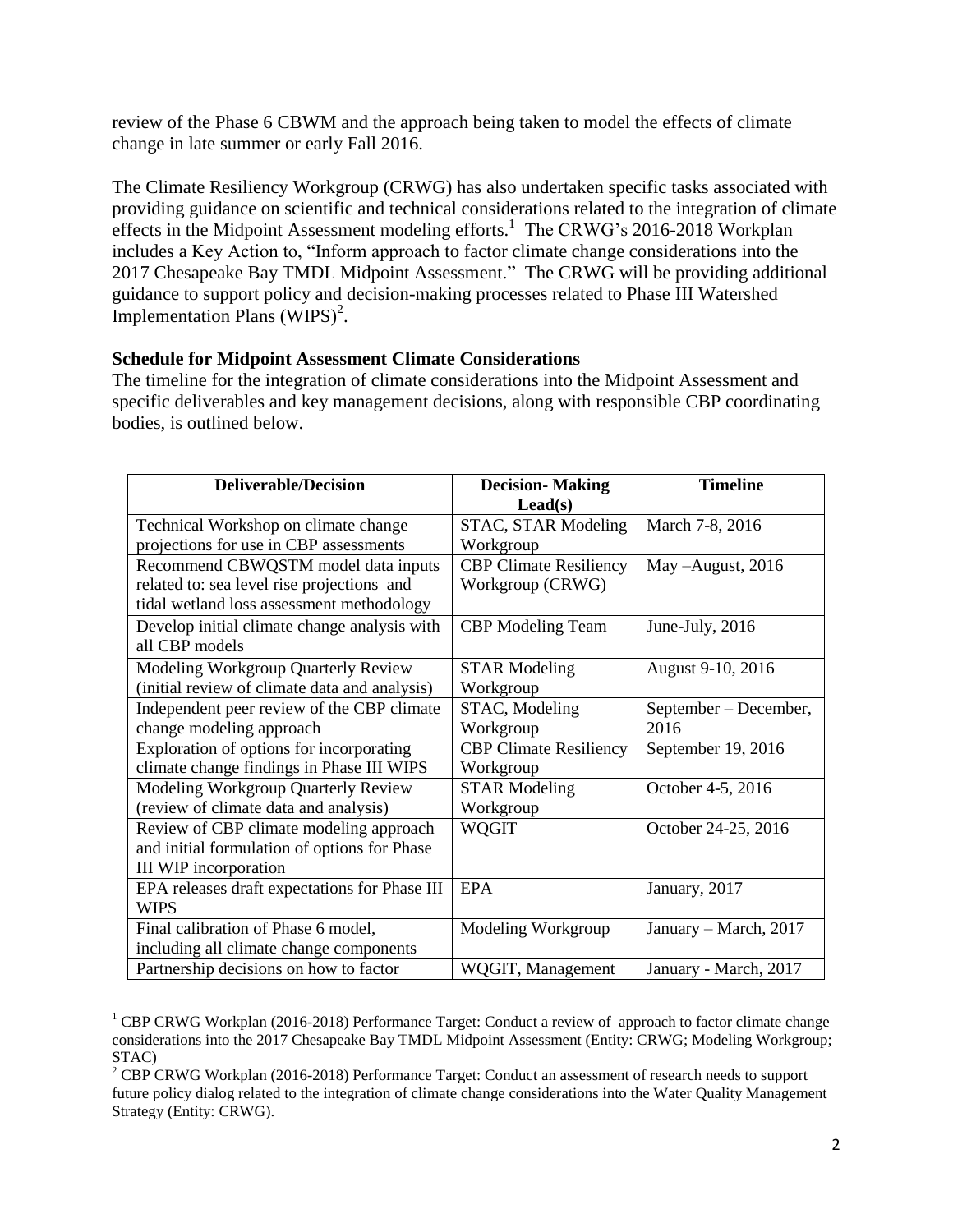review of the Phase 6 CBWM and the approach being taken to model the effects of climate change in late summer or early Fall 2016.

The Climate Resiliency Workgroup (CRWG) has also undertaken specific tasks associated with providing guidance on scientific and technical considerations related to the integration of climate effects in the Midpoint Assessment modeling efforts.[1] The CRWG's 2016-2018 Workplan includes a Key Action to, "Inform approach to factor climate change considerations into the 2017 Chesapeake Bay TMDL Midpoint Assessment." The CRWG will be providing additional guidance to support policy and decision-making processes related to Phase III Watershed Implementation Plans (WIPS)[2].

**Schedule for Midpoint Assessment Climate Considerations**

The timeline for the integration of climate considerations into the Midpoint Assessment and specific deliverables and key management decisions, along with responsible CBP coordinating bodies, is outlined below.

| Deliverable/Decision | Decision- Making Lead(s) | Timeline |
|---|---|---|
| Technical Workshop on climate change projections for use in CBP assessments | STAC, STAR Modeling Workgroup | March 7-8, 2016 |
| Recommend CBWQSTM model data inputs related to: sea level rise projections and tidal wetland loss assessment methodology | CBP Climate Resiliency Workgroup (CRWG) | May –August, 2016 |
| Develop initial climate change analysis with all CBP models | CBP Modeling Team | June-July, 2016 |
| Modeling Workgroup Quarterly Review (initial review of climate data and analysis) | STAR Modeling Workgroup | August 9-10, 2016 |
| Independent peer review of the CBP climate change modeling approach | STAC, Modeling Workgroup | September – December, 2016 |
| Exploration of options for incorporating climate change findings in Phase III WIPS | CBP Climate Resiliency Workgroup | September 19, 2016 |
| Modeling Workgroup Quarterly Review (review of climate data and analysis) | STAR Modeling Workgroup | October 4-5, 2016 |
| Review of CBP climate modeling approach and initial formulation of options for Phase III WIP incorporation | WQGIT | October 24-25, 2016 |
| EPA releases draft expectations for Phase III WIPS | EPA | January, 2017 |
| Final calibration of Phase 6 model, including all climate change components | Modeling Workgroup | January – March, 2017 |
| Partnership decisions on how to factor | WQGIT, Management | January - March, 2017 |

[1] CBP CRWG Workplan (2016-2018) Performance Target: Conduct a review of approach to factor climate change considerations into the 2017 Chesapeake Bay TMDL Midpoint Assessment (Entity: CRWG; Modeling Workgroup; STAC)

[2] CBP CRWG Workplan (2016-2018) Performance Target: Conduct an assessment of research needs to support future policy dialog related to the integration of climate change considerations into the Water Quality Management Strategy (Entity: CRWG).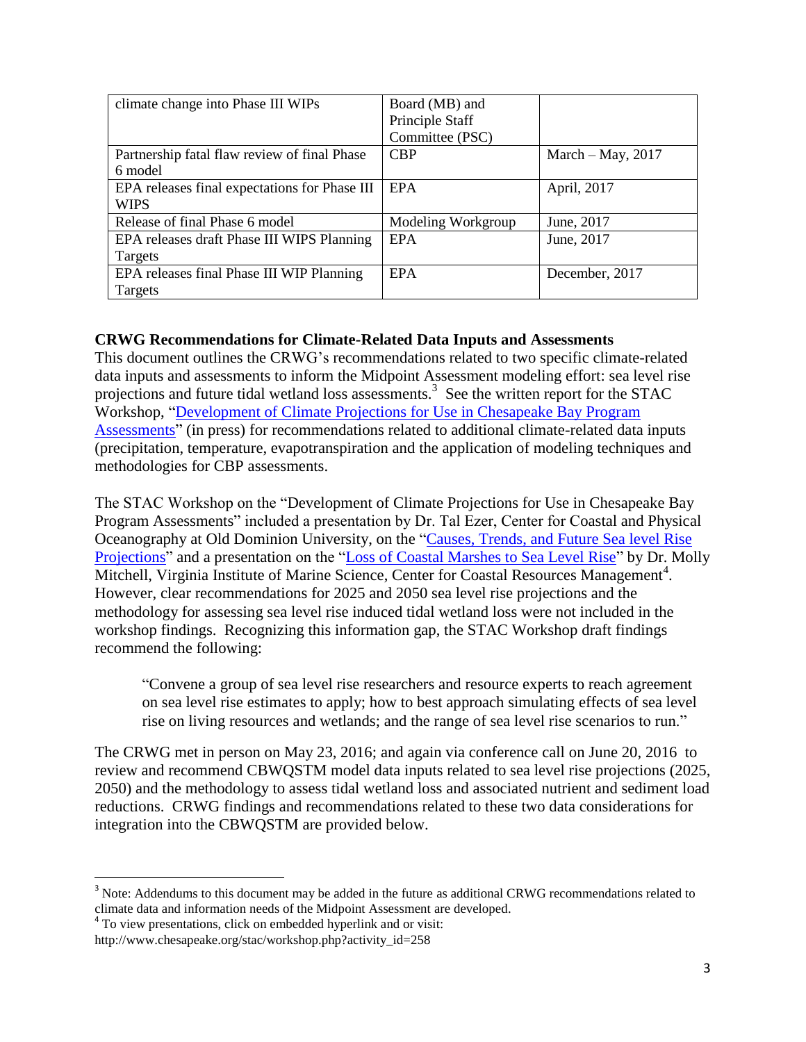| climate change into Phase III WIPs | Board (MB) and Principle Staff Committee (PSC) | |
|---|---|---|
| Partnership fatal flaw review of final Phase 6 model | CBP | March – May, 2017 |
| EPA releases final expectations for Phase III WIPS | EPA | April, 2017 |
| Release of final Phase 6 model | Modeling Workgroup | June, 2017 |
| EPA releases draft Phase III WIPS Planning Targets | EPA | June, 2017 |
| EPA releases final Phase III WIP Planning Targets | EPA | December, 2017 |

**CRWG Recommendations for Climate-Related Data Inputs and Assessments**

This document outlines the CRWG's recommendations related to two specific climate-related data inputs and assessments to inform the Midpoint Assessment modeling effort: sea level rise projections and future tidal wetland loss assessments.[3] See the written report for the STAC Workshop, "Development of Climate Projections for Use in Chesapeake Bay Program Assessments" (in press) for recommendations related to additional climate-related data inputs (precipitation, temperature, evapotranspiration and the application of modeling techniques and methodologies for CBP assessments.

The STAC Workshop on the "Development of Climate Projections for Use in Chesapeake Bay Program Assessments" included a presentation by Dr. Tal Ezer, Center for Coastal and Physical Oceanography at Old Dominion University, on the "Causes, Trends, and Future Sea level Rise Projections" and a presentation on the "Loss of Coastal Marshes to Sea Level Rise" by Dr. Molly Mitchell, Virginia Institute of Marine Science, Center for Coastal Resources Management[4]. However, clear recommendations for 2025 and 2050 sea level rise projections and the methodology for assessing sea level rise induced tidal wetland loss were not included in the workshop findings. Recognizing this information gap, the STAC Workshop draft findings recommend the following:

> "Convene a group of sea level rise researchers and resource experts to reach agreement on sea level rise estimates to apply; how to best approach simulating effects of sea level rise on living resources and wetlands; and the range of sea level rise scenarios to run."

The CRWG met in person on May 23, 2016; and again via conference call on June 20, 2016 to review and recommend CBWQSTM model data inputs related to sea level rise projections (2025, 2050) and the methodology to assess tidal wetland loss and associated nutrient and sediment load reductions. CRWG findings and recommendations related to these two data considerations for integration into the CBWQSTM are provided below.

[3] Note: Addendums to this document may be added in the future as additional CRWG recommendations related to climate data and information needs of the Midpoint Assessment are developed.

[4] To view presentations, click on embedded hyperlink and or visit: http://www.chesapeake.org/stac/workshop.php?activity_id=258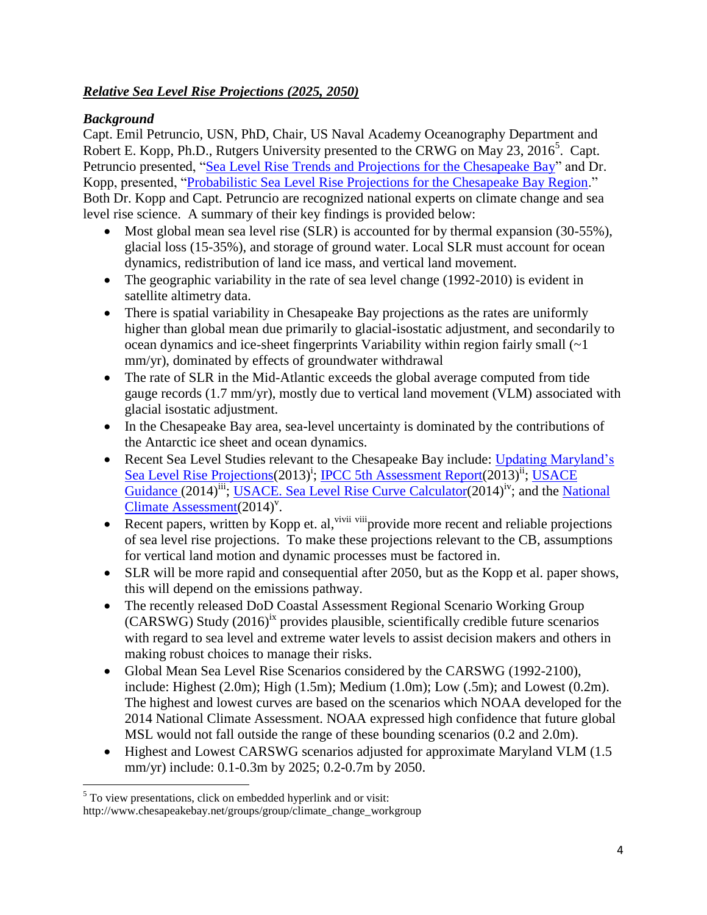***Relative Sea Level Rise Projections (2025, 2050)***

***Background***

Capt. Emil Petruncio, USN, PhD, Chair, US Naval Academy Oceanography Department and Robert E. Kopp, Ph.D., Rutgers University presented to the CRWG on May 23, 2016[5]. Capt. Petruncio presented, "Sea Level Rise Trends and Projections for the Chesapeake Bay" and Dr. Kopp, presented, "Probabilistic Sea Level Rise Projections for the Chesapeake Bay Region." Both Dr. Kopp and Capt. Petruncio are recognized national experts on climate change and sea level rise science. A summary of their key findings is provided below:

- Most global mean sea level rise (SLR) is accounted for by thermal expansion (30-55%), glacial loss (15-35%), and storage of ground water. Local SLR must account for ocean dynamics, redistribution of land ice mass, and vertical land movement.
- The geographic variability in the rate of sea level change (1992-2010) is evident in satellite altimetry data.
- There is spatial variability in Chesapeake Bay projections as the rates are uniformly higher than global mean due primarily to glacial-isostatic adjustment, and secondarily to ocean dynamics and ice-sheet fingerprints Variability within region fairly small (~1 mm/yr), dominated by effects of groundwater withdrawal
- The rate of SLR in the Mid-Atlantic exceeds the global average computed from tide gauge records (1.7 mm/yr), mostly due to vertical land movement (VLM) associated with glacial isostatic adjustment.
- In the Chesapeake Bay area, sea-level uncertainty is dominated by the contributions of the Antarctic ice sheet and ocean dynamics.
- Recent Sea Level Studies relevant to the Chesapeake Bay include: Updating Maryland's Sea Level Rise Projections(2013)[i]; IPCC 5th Assessment Report(2013)[ii]; USACE Guidance (2014)[iii]; USACE. Sea Level Rise Curve Calculator(2014)[iv]; and the National Climate Assessment(2014)[v].
- Recent papers, written by Kopp et. al,[vi vii viii]provide more recent and reliable projections of sea level rise projections. To make these projections relevant to the CB, assumptions for vertical land motion and dynamic processes must be factored in.
- SLR will be more rapid and consequential after 2050, but as the Kopp et al. paper shows, this will depend on the emissions pathway.
- The recently released DoD Coastal Assessment Regional Scenario Working Group (CARSWG) Study (2016)[ix] provides plausible, scientifically credible future scenarios with regard to sea level and extreme water levels to assist decision makers and others in making robust choices to manage their risks.
- Global Mean Sea Level Rise Scenarios considered by the CARSWG (1992-2100), include: Highest (2.0m); High (1.5m); Medium (1.0m); Low (.5m); and Lowest (0.2m). The highest and lowest curves are based on the scenarios which NOAA developed for the 2014 National Climate Assessment. NOAA expressed high confidence that future global MSL would not fall outside the range of these bounding scenarios (0.2 and 2.0m).
- Highest and Lowest CARSWG scenarios adjusted for approximate Maryland VLM (1.5 mm/yr) include: 0.1-0.3m by 2025; 0.2-0.7m by 2050.

---

[5] To view presentations, click on embedded hyperlink and or visit: http://www.chesapeakebay.net/groups/group/climate_change_workgroup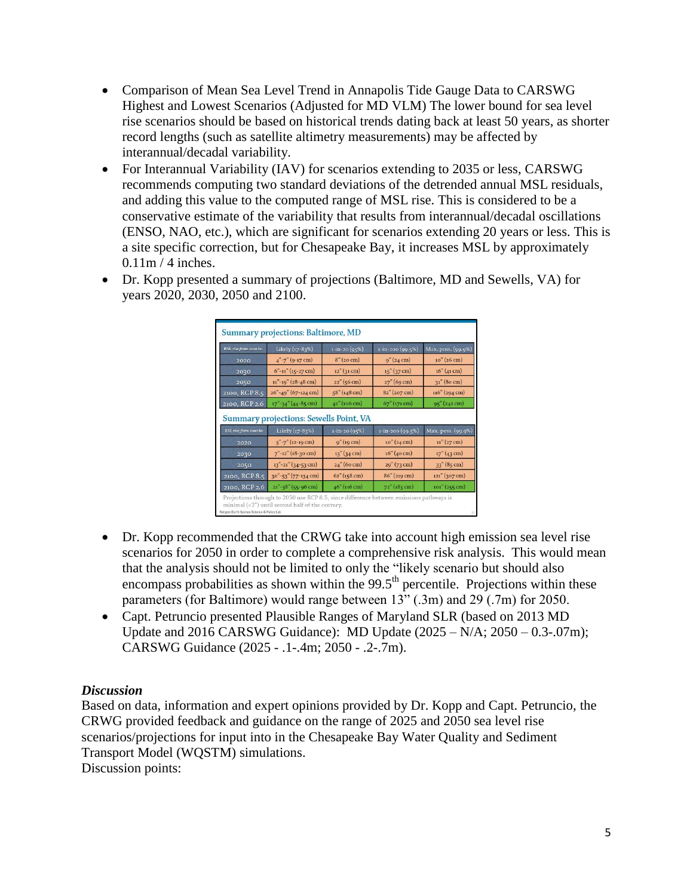- Comparison of Mean Sea Level Trend in Annapolis Tide Gauge Data to CARSWG Highest and Lowest Scenarios (Adjusted for MD VLM) The lower bound for sea level rise scenarios should be based on historical trends dating back at least 50 years, as shorter record lengths (such as satellite altimetry measurements) may be affected by interannual/decadal variability.
- For Interannual Variability (IAV) for scenarios extending to 2035 or less, CARSWG recommends computing two standard deviations of the detrended annual MSL residuals, and adding this value to the computed range of MSL rise. This is considered to be a conservative estimate of the variability that results from interannual/decadal oscillations (ENSO, NAO, etc.), which are significant for scenarios extending 20 years or less. This is a site specific correction, but for Chesapeake Bay, it increases MSL by approximately 0.11m / 4 inches.
- Dr. Kopp presented a summary of projections (Baltimore, MD and Sewells, VA) for years 2020, 2030, 2050 and 2100.

**Summary projections: Baltimore, MD**

| RSL rise from 2000 to: | Likely (17-83%) | 1-in-20 (95%) | 1-in-200 (99.5%) | Max. poss. (99.9%) |
|---|---|---|---|---|
| 2020 | 4"-7" (9-17 cm) | 8" (20 cm) | 9" (24 cm) | 10" (26 cm) |
| 2030 | 6"-11" (15-27 cm) | 12" (31 cm) | 15" (37 cm) | 16" (41 cm) |
| 2050 | 11"-19" (28-48 cm) | 22" (56 cm) | 27" (69 cm) | 31" (80 cm) |
| 2100, RCP 8.5 | 26"-49" (67-124 cm) | 58" (148 cm) | 82" (207 cm) | 116" (294 cm) |
| 2100, RCP 2.6 | 17"-34" (44-85 cm) | 42" (106 cm) | 67" (171 cm) | 95" (242 cm) |

**Summary projections: Sewells Point, VA**

| RSL rise from 2000 to: | Likely (17-83%) | 1-in-20 (95%) | 1-in-200 (99.5%) | Max. poss. (99.9%) |
|---|---|---|---|---|
| 2020 | 5"-7" (12-19 cm) | 9" (19 cm) | 10" (24 cm) | 11" (27 cm) |
| 2030 | 7"-12" (18-30 cm) | 13" (34 cm) | 16" (40 cm) | 17" (43 cm) |
| 2050 | 13"-21" (34-53 cm) | 24" (60 cm) | 29" (73 cm) | 33" (85 cm) |
| 2100, RCP 8.5 | 30"-53" (77-134 cm) | 62" (158 cm) | 86" (219 cm) | 121" (307 cm) |
| 2100, RCP 2.6 | 21"-38" (55-96 cm) | 46" (116 cm) | 72" (183 cm) | 101" (255 cm) |

Projections through 2050 use RCP 8.5, since difference between emissions pathways is minimal (<2") until second half of the century.

Rutgers Earth System Science & Policy Lab

- Dr. Kopp recommended that the CRWG take into account high emission sea level rise scenarios for 2050 in order to complete a comprehensive risk analysis. This would mean that the analysis should not be limited to only the "likely scenario but should also encompass probabilities as shown within the 99.5th percentile. Projections within these parameters (for Baltimore) would range between 13" (.3m) and 29 (.7m) for 2050.
- Capt. Petruncio presented Plausible Ranges of Maryland SLR (based on 2013 MD Update and 2016 CARSWG Guidance): MD Update (2025 – N/A; 2050 – 0.3-.07m); CARSWG Guidance (2025 - .1-.4m; 2050 - .2-.7m).

***Discussion***

Based on data, information and expert opinions provided by Dr. Kopp and Capt. Petruncio, the CRWG provided feedback and guidance on the range of 2025 and 2050 sea level rise scenarios/projections for input into in the Chesapeake Bay Water Quality and Sediment Transport Model (WQSTM) simulations.

Discussion points: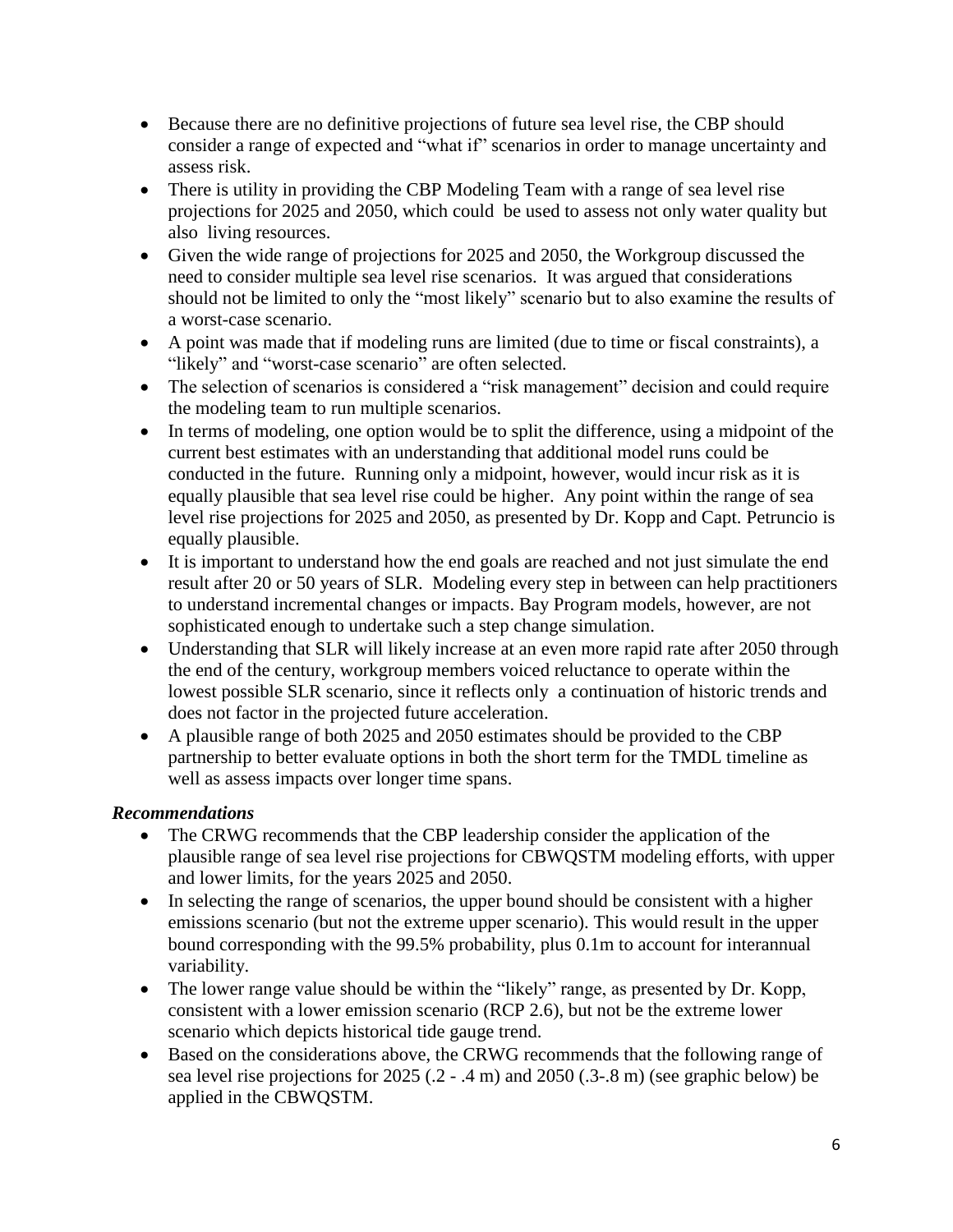- Because there are no definitive projections of future sea level rise, the CBP should consider a range of expected and "what if" scenarios in order to manage uncertainty and assess risk.
- There is utility in providing the CBP Modeling Team with a range of sea level rise projections for 2025 and 2050, which could be used to assess not only water quality but also living resources.
- Given the wide range of projections for 2025 and 2050, the Workgroup discussed the need to consider multiple sea level rise scenarios. It was argued that considerations should not be limited to only the "most likely" scenario but to also examine the results of a worst-case scenario.
- A point was made that if modeling runs are limited (due to time or fiscal constraints), a "likely" and "worst-case scenario" are often selected.
- The selection of scenarios is considered a "risk management" decision and could require the modeling team to run multiple scenarios.
- In terms of modeling, one option would be to split the difference, using a midpoint of the current best estimates with an understanding that additional model runs could be conducted in the future. Running only a midpoint, however, would incur risk as it is equally plausible that sea level rise could be higher. Any point within the range of sea level rise projections for 2025 and 2050, as presented by Dr. Kopp and Capt. Petruncio is equally plausible.
- It is important to understand how the end goals are reached and not just simulate the end result after 20 or 50 years of SLR. Modeling every step in between can help practitioners to understand incremental changes or impacts. Bay Program models, however, are not sophisticated enough to undertake such a step change simulation.
- Understanding that SLR will likely increase at an even more rapid rate after 2050 through the end of the century, workgroup members voiced reluctance to operate within the lowest possible SLR scenario, since it reflects only a continuation of historic trends and does not factor in the projected future acceleration.
- A plausible range of both 2025 and 2050 estimates should be provided to the CBP partnership to better evaluate options in both the short term for the TMDL timeline as well as assess impacts over longer time spans.

***Recommendations***

- The CRWG recommends that the CBP leadership consider the application of the plausible range of sea level rise projections for CBWQSTM modeling efforts, with upper and lower limits, for the years 2025 and 2050.
- In selecting the range of scenarios, the upper bound should be consistent with a higher emissions scenario (but not the extreme upper scenario). This would result in the upper bound corresponding with the 99.5% probability, plus 0.1m to account for interannual variability.
- The lower range value should be within the "likely" range, as presented by Dr. Kopp, consistent with a lower emission scenario (RCP 2.6), but not be the extreme lower scenario which depicts historical tide gauge trend.
- Based on the considerations above, the CRWG recommends that the following range of sea level rise projections for 2025 (.2 - .4 m) and 2050 (.3-.8 m) (see graphic below) be applied in the CBWQSTM.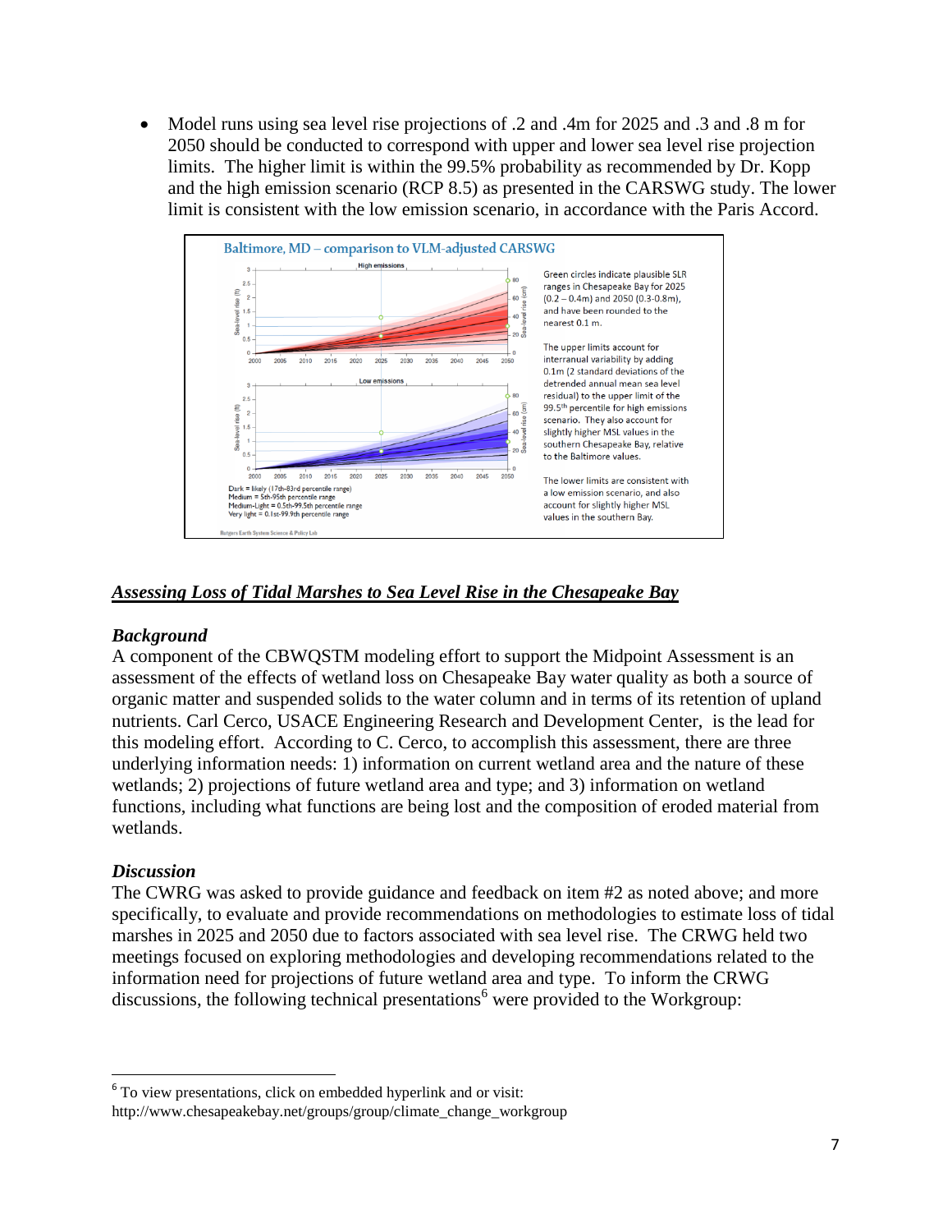- Model runs using sea level rise projections of .2 and .4m for 2025 and .3 and .8 m for 2050 should be conducted to correspond with upper and lower sea level rise projection limits. The higher limit is within the 99.5% probability as recommended by Dr. Kopp and the high emission scenario (RCP 8.5) as presented in the CARSWG study. The lower limit is consistent with the low emission scenario, in accordance with the Paris Accord.

**Baltimore, MD – comparison to VLM-adjusted CARSWG**

Green circles indicate plausible SLR ranges in Chesapeake Bay for 2025 (0.2 – 0.4m) and 2050 (0.3-0.8m), and have been rounded to the nearest 0.1 m.

The upper limits account for interranual variability by adding 0.1m (2 standard deviations of the detrended annual mean sea level residual) to the upper limit of the 99.5th percentile for high emissions scenario. They also account for slightly higher MSL values in the southern Chesapeake Bay, relative to the Baltimore values.

The lower limits are consistent with a low emission scenario, and also account for slightly higher MSL values in the southern Bay.

Dark = likely (17th-83rd percentile range)
Medium = 5th-95th percentile range
Medium-Light = 0.5th-99.5th percentile range
Very light = 0.1st-99.9th percentile range

Rutgers Earth System Science & Policy Lab

## ***Assessing Loss of Tidal Marshes to Sea Level Rise in the Chesapeake Bay***

### *Background*

A component of the CBWQSTM modeling effort to support the Midpoint Assessment is an assessment of the effects of wetland loss on Chesapeake Bay water quality as both a source of organic matter and suspended solids to the water column and in terms of its retention of upland nutrients. Carl Cerco, USACE Engineering Research and Development Center, is the lead for this modeling effort. According to C. Cerco, to accomplish this assessment, there are three underlying information needs: 1) information on current wetland area and the nature of these wetlands; 2) projections of future wetland area and type; and 3) information on wetland functions, including what functions are being lost and the composition of eroded material from wetlands.

### *Discussion*

The CWRG was asked to provide guidance and feedback on item #2 as noted above; and more specifically, to evaluate and provide recommendations on methodologies to estimate loss of tidal marshes in 2025 and 2050 due to factors associated with sea level rise. The CRWG held two meetings focused on exploring methodologies and developing recommendations related to the information need for projections of future wetland area and type. To inform the CRWG discussions, the following technical presentations[6] were provided to the Workgroup:

[6] To view presentations, click on embedded hyperlink and or visit: http://www.chesapeakebay.net/groups/group/climate_change_workgroup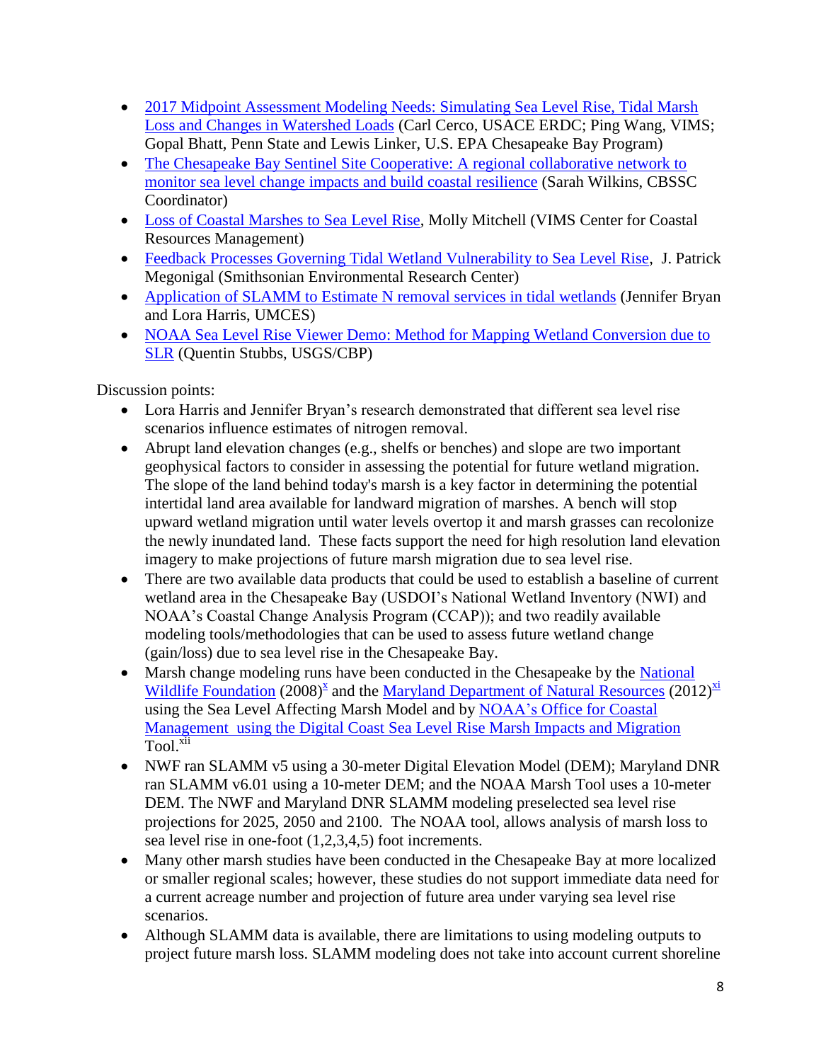- 2017 Midpoint Assessment Modeling Needs: Simulating Sea Level Rise, Tidal Marsh Loss and Changes in Watershed Loads (Carl Cerco, USACE ERDC; Ping Wang, VIMS; Gopal Bhatt, Penn State and Lewis Linker, U.S. EPA Chesapeake Bay Program)
- The Chesapeake Bay Sentinel Site Cooperative: A regional collaborative network to monitor sea level change impacts and build coastal resilience (Sarah Wilkins, CBSSC Coordinator)
- Loss of Coastal Marshes to Sea Level Rise, Molly Mitchell (VIMS Center for Coastal Resources Management)
- Feedback Processes Governing Tidal Wetland Vulnerability to Sea Level Rise, J. Patrick Megonigal (Smithsonian Environmental Research Center)
- Application of SLAMM to Estimate N removal services in tidal wetlands (Jennifer Bryan and Lora Harris, UMCES)
- NOAA Sea Level Rise Viewer Demo: Method for Mapping Wetland Conversion due to SLR (Quentin Stubbs, USGS/CBP)

Discussion points:

- Lora Harris and Jennifer Bryan's research demonstrated that different sea level rise scenarios influence estimates of nitrogen removal.
- Abrupt land elevation changes (e.g., shelfs or benches) and slope are two important geophysical factors to consider in assessing the potential for future wetland migration. The slope of the land behind today's marsh is a key factor in determining the potential intertidal land area available for landward migration of marshes. A bench will stop upward wetland migration until water levels overtop it and marsh grasses can recolonize the newly inundated land. These facts support the need for high resolution land elevation imagery to make projections of future marsh migration due to sea level rise.
- There are two available data products that could be used to establish a baseline of current wetland area in the Chesapeake Bay (USDOI's National Wetland Inventory (NWI) and NOAA's Coastal Change Analysis Program (CCAP)); and two readily available modeling tools/methodologies that can be used to assess future wetland change (gain/loss) due to sea level rise in the Chesapeake Bay.
- Marsh change modeling runs have been conducted in the Chesapeake by the National Wildlife Foundation (2008)[x] and the Maryland Department of Natural Resources (2012)[xi] using the Sea Level Affecting Marsh Model and by NOAA's Office for Coastal Management using the Digital Coast Sea Level Rise Marsh Impacts and Migration Tool.[xii]
- NWF ran SLAMM v5 using a 30-meter Digital Elevation Model (DEM); Maryland DNR ran SLAMM v6.01 using a 10-meter DEM; and the NOAA Marsh Tool uses a 10-meter DEM. The NWF and Maryland DNR SLAMM modeling preselected sea level rise projections for 2025, 2050 and 2100. The NOAA tool, allows analysis of marsh loss to sea level rise in one-foot (1,2,3,4,5) foot increments.
- Many other marsh studies have been conducted in the Chesapeake Bay at more localized or smaller regional scales; however, these studies do not support immediate data need for a current acreage number and projection of future area under varying sea level rise scenarios.
- Although SLAMM data is available, there are limitations to using modeling outputs to project future marsh loss. SLAMM modeling does not take into account current shoreline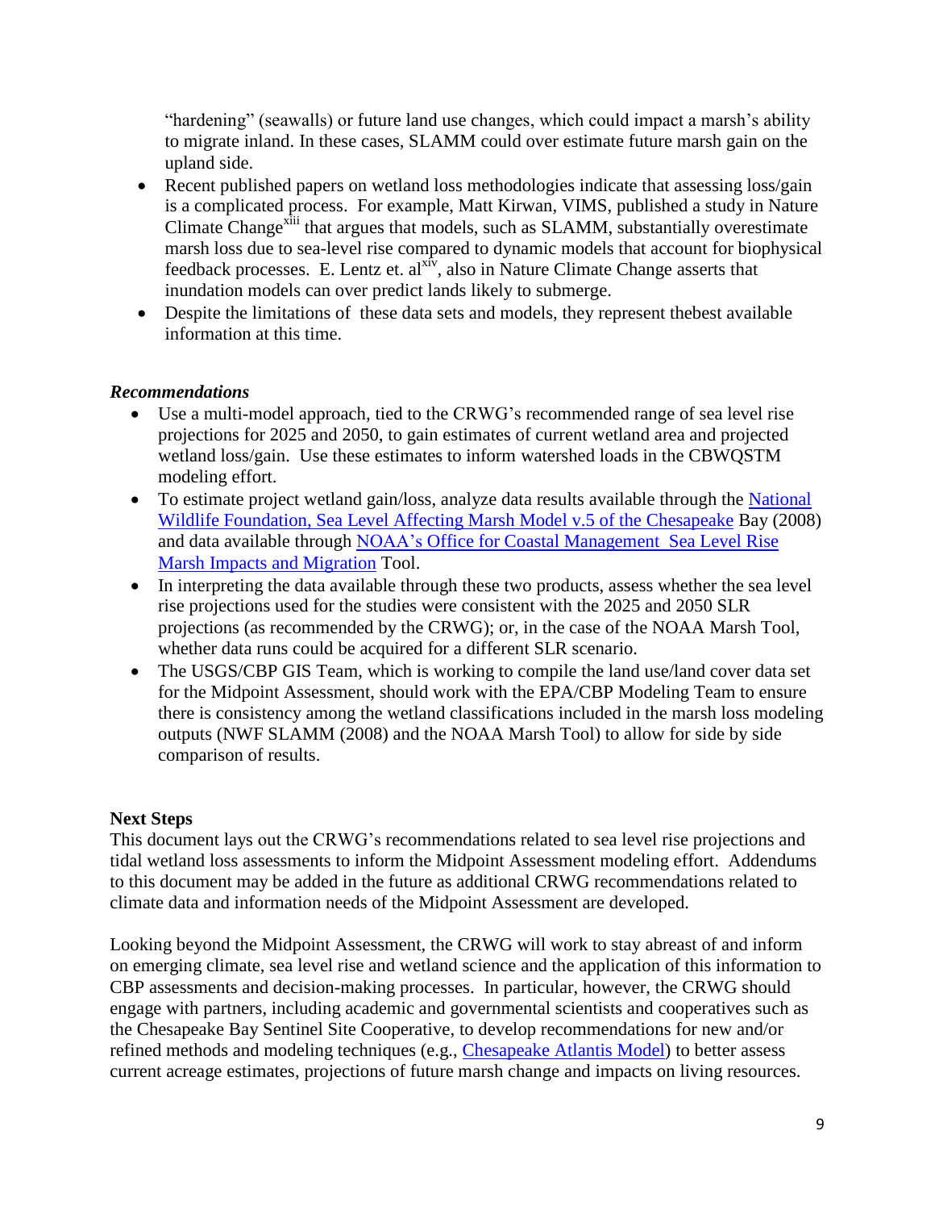"hardening" (seawalls) or future land use changes, which could impact a marsh's ability to migrate inland. In these cases, SLAMM could over estimate future marsh gain on the upland side.

- Recent published papers on wetland loss methodologies indicate that assessing loss/gain is a complicated process. For example, Matt Kirwan, VIMS, published a study in Nature Climate Change[xiii] that argues that models, such as SLAMM, substantially overestimate marsh loss due to sea-level rise compared to dynamic models that account for biophysical feedback processes. E. Lentz et. al[xiv], also in Nature Climate Change asserts that inundation models can over predict lands likely to submerge.
- Despite the limitations of these data sets and models, they represent thebest available information at this time.

***Recommendations***

- Use a multi-model approach, tied to the CRWG's recommended range of sea level rise projections for 2025 and 2050, to gain estimates of current wetland area and projected wetland loss/gain. Use these estimates to inform watershed loads in the CBWQSTM modeling effort.
- To estimate project wetland gain/loss, analyze data results available through the National Wildlife Foundation, Sea Level Affecting Marsh Model v.5 of the Chesapeake Bay (2008) and data available through NOAA's Office for Coastal Management Sea Level Rise Marsh Impacts and Migration Tool.
- In interpreting the data available through these two products, assess whether the sea level rise projections used for the studies were consistent with the 2025 and 2050 SLR projections (as recommended by the CRWG); or, in the case of the NOAA Marsh Tool, whether data runs could be acquired for a different SLR scenario.
- The USGS/CBP GIS Team, which is working to compile the land use/land cover data set for the Midpoint Assessment, should work with the EPA/CBP Modeling Team to ensure there is consistency among the wetland classifications included in the marsh loss modeling outputs (NWF SLAMM (2008) and the NOAA Marsh Tool) to allow for side by side comparison of results.

**Next Steps**

This document lays out the CRWG's recommendations related to sea level rise projections and tidal wetland loss assessments to inform the Midpoint Assessment modeling effort. Addendums to this document may be added in the future as additional CRWG recommendations related to climate data and information needs of the Midpoint Assessment are developed.

Looking beyond the Midpoint Assessment, the CRWG will work to stay abreast of and inform on emerging climate, sea level rise and wetland science and the application of this information to CBP assessments and decision-making processes. In particular, however, the CRWG should engage with partners, including academic and governmental scientists and cooperatives such as the Chesapeake Bay Sentinel Site Cooperative, to develop recommendations for new and/or refined methods and modeling techniques (e.g., Chesapeake Atlantis Model) to better assess current acreage estimates, projections of future marsh change and impacts on living resources.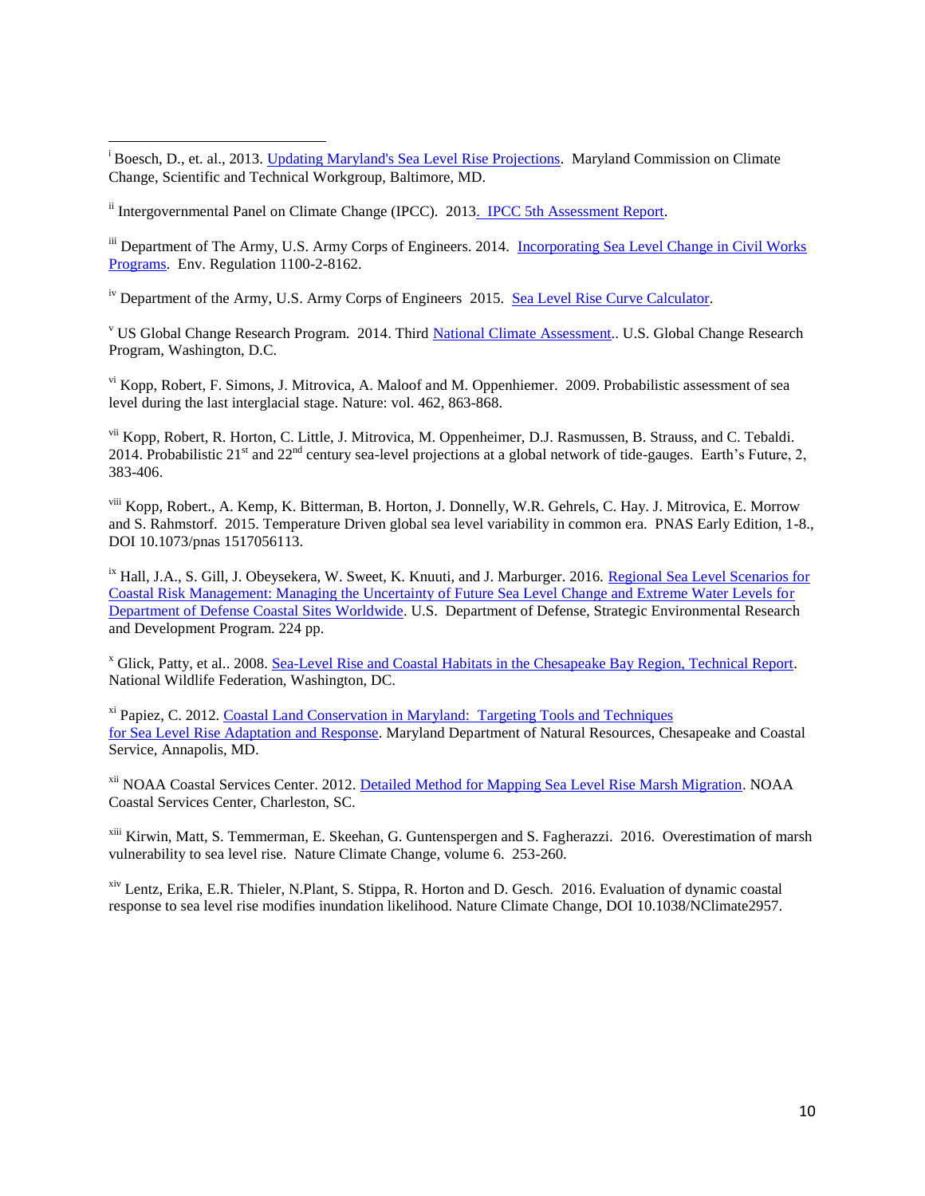[i] Boesch, D., et. al., 2013. Updating Maryland's Sea Level Rise Projections. Maryland Commission on Climate Change, Scientific and Technical Workgroup, Baltimore, MD.

[ii] Intergovernmental Panel on Climate Change (IPCC). 2013. IPCC 5th Assessment Report.

[iii] Department of The Army, U.S. Army Corps of Engineers. 2014. Incorporating Sea Level Change in Civil Works Programs. Env. Regulation 1100-2-8162.

[iv] Department of the Army, U.S. Army Corps of Engineers 2015. Sea Level Rise Curve Calculator.

[v] US Global Change Research Program. 2014. Third National Climate Assessment.. U.S. Global Change Research Program, Washington, D.C.

[vi] Kopp, Robert, F. Simons, J. Mitrovica, A. Maloof and M. Oppenhiemer. 2009. Probabilistic assessment of sea level during the last interglacial stage. Nature: vol. 462, 863-868.

[vii] Kopp, Robert, R. Horton, C. Little, J. Mitrovica, M. Oppenheimer, D.J. Rasmussen, B. Strauss, and C. Tebaldi. 2014. Probabilistic 21st and 22nd century sea-level projections at a global network of tide-gauges. Earth's Future, 2, 383-406.

[viii] Kopp, Robert., A. Kemp, K. Bitterman, B. Horton, J. Donnelly, W.R. Gehrels, C. Hay. J. Mitrovica, E. Morrow and S. Rahmstorf. 2015. Temperature Driven global sea level variability in common era. PNAS Early Edition, 1-8., DOI 10.1073/pnas 1517056113.

[ix] Hall, J.A., S. Gill, J. Obeysekera, W. Sweet, K. Knuuti, and J. Marburger. 2016. Regional Sea Level Scenarios for Coastal Risk Management: Managing the Uncertainty of Future Sea Level Change and Extreme Water Levels for Department of Defense Coastal Sites Worldwide. U.S. Department of Defense, Strategic Environmental Research and Development Program. 224 pp.

[x] Glick, Patty, et al.. 2008. Sea-Level Rise and Coastal Habitats in the Chesapeake Bay Region, Technical Report. National Wildlife Federation, Washington, DC.

[xi] Papiez, C. 2012. Coastal Land Conservation in Maryland: Targeting Tools and Techniques for Sea Level Rise Adaptation and Response. Maryland Department of Natural Resources, Chesapeake and Coastal Service, Annapolis, MD.

[xii] NOAA Coastal Services Center. 2012. Detailed Method for Mapping Sea Level Rise Marsh Migration. NOAA Coastal Services Center, Charleston, SC.

[xiii] Kirwin, Matt, S. Temmerman, E. Skeehan, G. Guntenspergen and S. Fagherazzi. 2016. Overestimation of marsh vulnerability to sea level rise. Nature Climate Change, volume 6. 253-260.

[xiv] Lentz, Erika, E.R. Thieler, N.Plant, S. Stippa, R. Horton and D. Gesch. 2016. Evaluation of dynamic coastal response to sea level rise modifies inundation likelihood. Nature Climate Change, DOI 10.1038/NClimate2957.